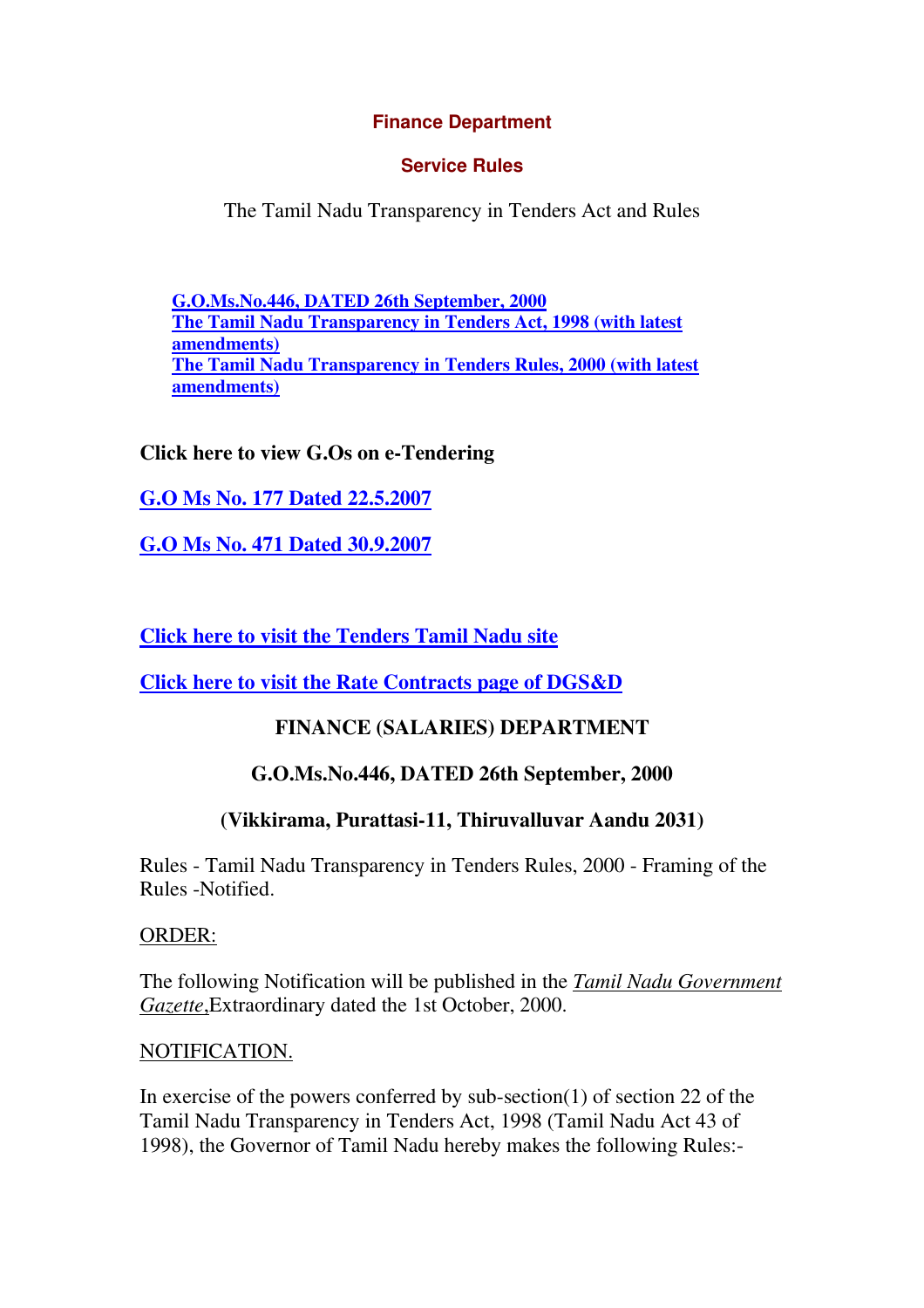## Finance Department

### Service Rules

The Tamil Nadu Transparency in Tenders Act and Rules

- **G.O.Ms.No.446, DATED 26th September, 2000**
- **The Tamil Nadu Transparency in Tenders Act, 1998 (with latest amendments)**
- **The Tamil Nadu Transparency in Tenders Rules, 2000 (with latest amendments)**

**Click here to view G.Os on e-Tendering**

**G.O Ms No. 177 Dated 22.5.2007**

**G.O Ms No. 471 Dated 30.9.2007**

**Click here to visit the Tenders Tamil Nadu site**

**Click here to visit the Rate Contracts page of DGS&D**

### FINANCE (SALARIES) DEPARTMENT

### G.O.Ms.No.446, DATED 26th September, 2000

### (Vikkirama, Purattasi-11, Thiruvalluvar Aandu 2031)

Rules - Tamil Nadu Transparency in Tenders Rules, 2000 - Framing of the Rules -Notified.

ORDER:

The following Notification will be published in the *Tamil Nadu Government Gazette*,Extraordinary dated the 1st October, 2000.

NOTIFICATION.

In exercise of the powers conferred by sub-section(1) of section 22 of the Tamil Nadu Transparency in Tenders Act, 1998 (Tamil Nadu Act 43 of 1998), the Governor of Tamil Nadu hereby makes the following Rules:-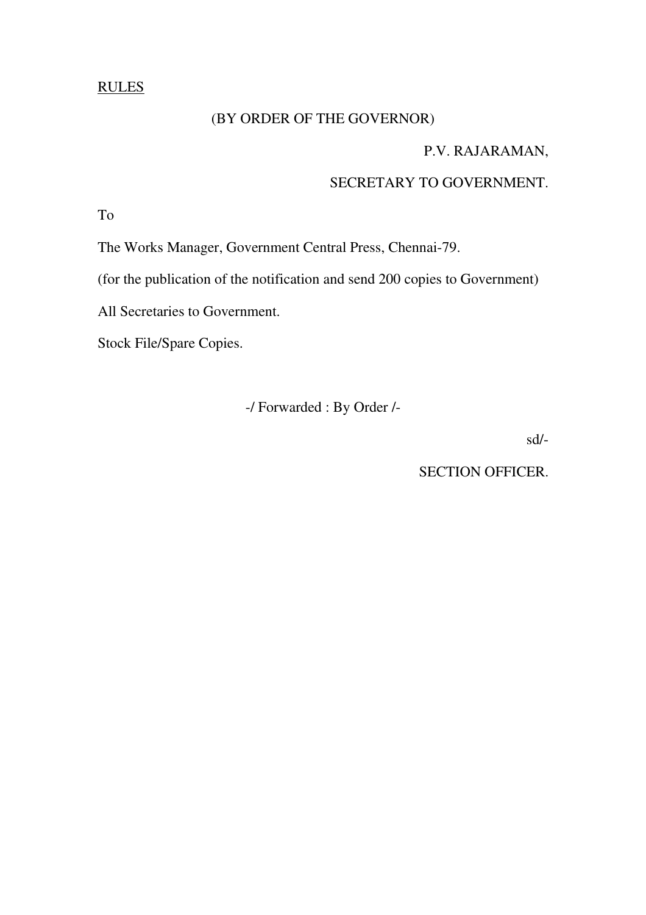<u>RULES</u>

(BY ORDER OF THE GOVERNOR)

P.V. RAJARAMAN,

SECRETARY TO GOVERNMENT.

To

The Works Manager, Government Central Press, Chennai-79.

(for the publication of the notification and send 200 copies to Government)

All Secretaries to Government.

Stock File/Spare Copies.

-/ Forwarded : By Order /-

sd/-

SECTION OFFICER.